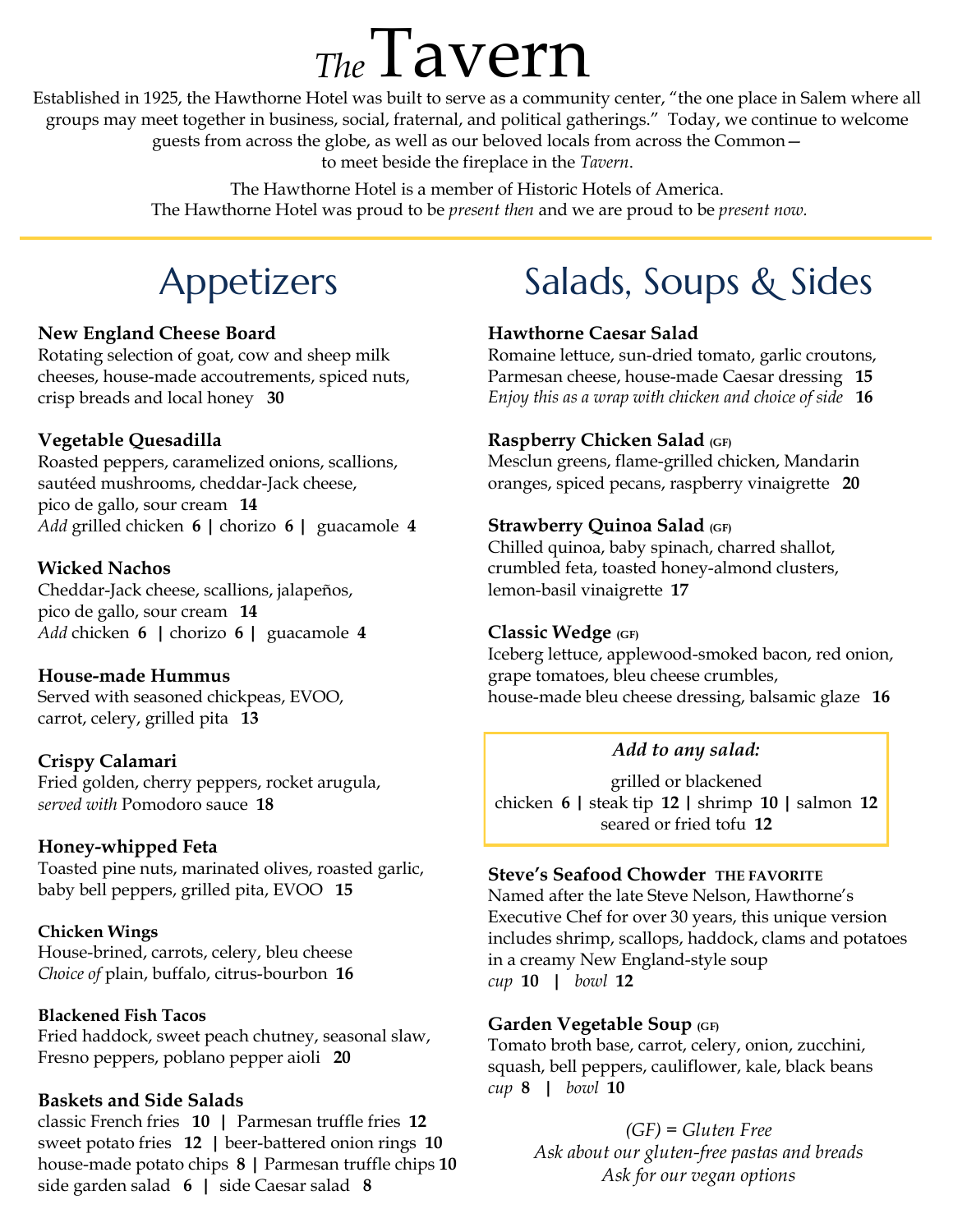# *The* Tavern

Established in 1925, the Hawthorne Hotel was built to serve as a community center, "the one place in Salem where all groups may meet together in business, social, fraternal, and political gatherings." Today, we continue to welcome guests from across the globe, as well as our beloved locals from across the Common— to meet beside the fireplace in the *Tavern*.

The Hawthorne Hotel is a member of Historic Hotels of America.
The Hawthorne Hotel was proud to be *present then* and we are proud to be *present now.*

## Appetizers

**New England Cheese Board**
Rotating selection of goat, cow and sheep milk cheeses, house-made accoutrements, spiced nuts, crisp breads and local honey **30**

**Vegetable Quesadilla**
Roasted peppers, caramelized onions, scallions, sautéed mushrooms, cheddar-Jack cheese, pico de gallo, sour cream **14**
*Add* grilled chicken **6** | chorizo **6** | guacamole **4**

**Wicked Nachos**
Cheddar-Jack cheese, scallions, jalapeños, pico de gallo, sour cream **14**
*Add* chicken **6** | chorizo **6** | guacamole **4**

**House-made Hummus**
Served with seasoned chickpeas, EVOO, carrot, celery, grilled pita **13**

**Crispy Calamari**
Fried golden, cherry peppers, rocket arugula, *served with* Pomodoro sauce **18**

**Honey-whipped Feta**
Toasted pine nuts, marinated olives, roasted garlic, baby bell peppers, grilled pita, EVOO **15**

**Chicken Wings**
House-brined, carrots, celery, bleu cheese
*Choice of* plain, buffalo, citrus-bourbon **16**

**Blackened Fish Tacos**
Fried haddock, sweet peach chutney, seasonal slaw, Fresno peppers, poblano pepper aioli **20**

**Baskets and Side Salads**
classic French fries **10** | Parmesan truffle fries **12**
sweet potato fries **12** | beer-battered onion rings **10**
house-made potato chips **8** | Parmesan truffle chips **10**
side garden salad **6** | side Caesar salad **8**

## Salads, Soups & Sides

**Hawthorne Caesar Salad**
Romaine lettuce, sun-dried tomato, garlic croutons, Parmesan cheese, house-made Caesar dressing **15**
*Enjoy this as a wrap with chicken and choice of side* **16**

**Raspberry Chicken Salad** (GF)
Mesclun greens, flame-grilled chicken, Mandarin oranges, spiced pecans, raspberry vinaigrette **20**

**Strawberry Quinoa Salad** (GF)
Chilled quinoa, baby spinach, charred shallot, crumbled feta, toasted honey-almond clusters, lemon-basil vinaigrette **17**

**Classic Wedge** (GF)
Iceberg lettuce, applewood-smoked bacon, red onion, grape tomatoes, bleu cheese crumbles, house-made bleu cheese dressing, balsamic glaze **16**

***Add to any salad:***
grilled or blackened
chicken **6** | steak tip **12** | shrimp **10** | salmon **12**
seared or fried tofu **12**

**Steve's Seafood Chowder** THE FAVORITE
Named after the late Steve Nelson, Hawthorne's Executive Chef for over 30 years, this unique version includes shrimp, scallops, haddock, clams and potatoes in a creamy New England-style soup
*cup* **10** | *bowl* **12**

**Garden Vegetable Soup** (GF)
Tomato broth base, carrot, celery, onion, zucchini, squash, bell peppers, cauliflower, kale, black beans
*cup* **8** | *bowl* **10**

*(GF) = Gluten Free*
*Ask about our gluten-free pastas and breads*
*Ask for our vegan options*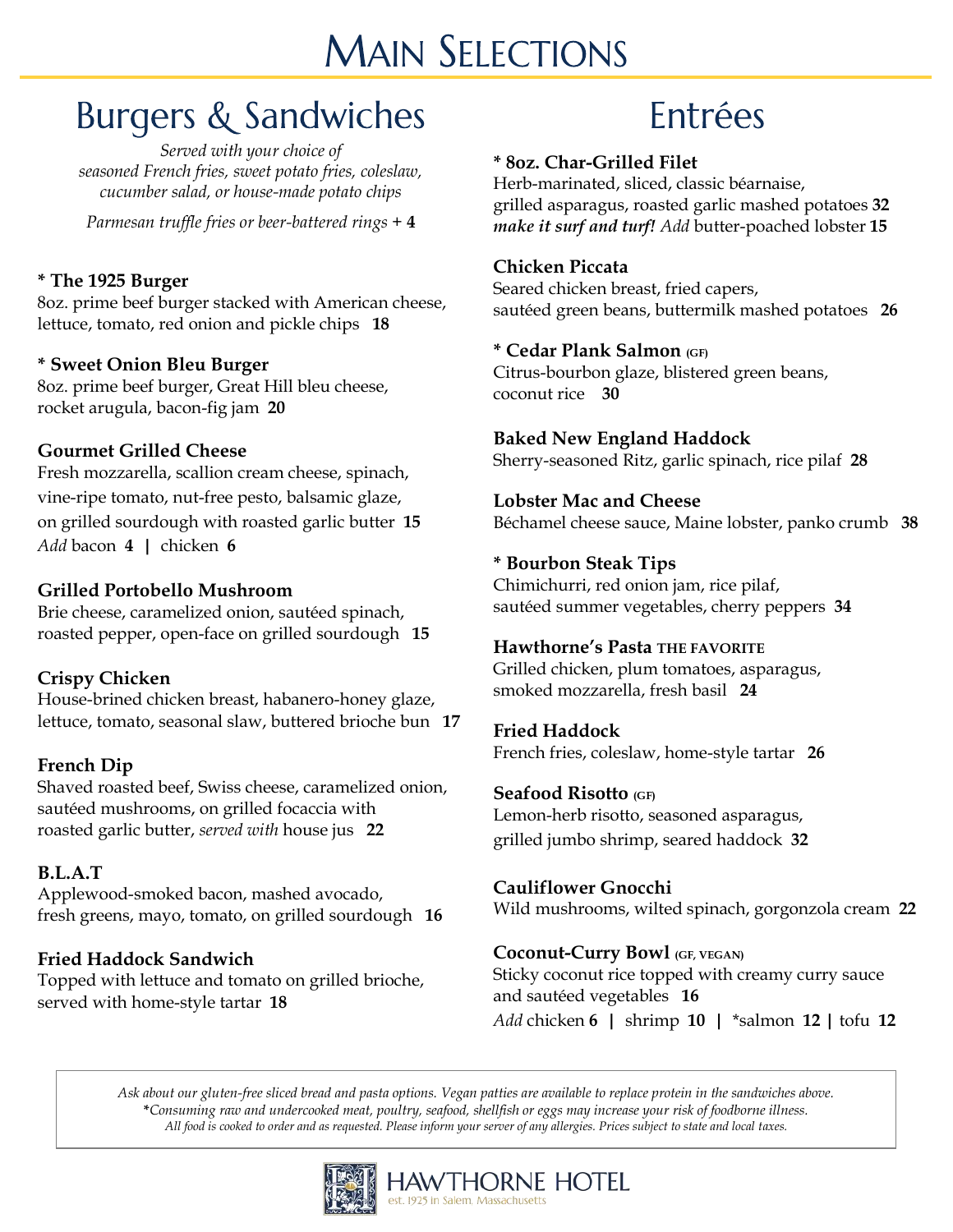# Main Selections

## Burgers & Sandwiches

*Served with your choice of seasoned French fries, sweet potato fries, coleslaw, cucumber salad, or house-made potato chips*

*Parmesan truffle fries or beer-battered rings* **+ 4**

**\* The 1925 Burger**
8oz. prime beef burger stacked with American cheese, lettuce, tomato, red onion and pickle chips **18**

**\* Sweet Onion Bleu Burger**
8oz. prime beef burger, Great Hill bleu cheese, rocket arugula, bacon-fig jam **20**

**Gourmet Grilled Cheese**
Fresh mozzarella, scallion cream cheese, spinach, vine-ripe tomato, nut-free pesto, balsamic glaze, on grilled sourdough with roasted garlic butter **15**
*Add* bacon **4** | chicken **6**

**Grilled Portobello Mushroom**
Brie cheese, caramelized onion, sautéed spinach, roasted pepper, open-face on grilled sourdough **15**

**Crispy Chicken**
House-brined chicken breast, habanero-honey glaze, lettuce, tomato, seasonal slaw, buttered brioche bun **17**

**French Dip**
Shaved roasted beef, Swiss cheese, caramelized onion, sautéed mushrooms, on grilled focaccia with roasted garlic butter, *served with* house jus **22**

**B.L.A.T**
Applewood-smoked bacon, mashed avocado, fresh greens, mayo, tomato, on grilled sourdough **16**

**Fried Haddock Sandwich**
Topped with lettuce and tomato on grilled brioche, served with home-style tartar **18**

## Entrées

**\* 8oz. Char-Grilled Filet**
Herb-marinated, sliced, classic béarnaise, grilled asparagus, roasted garlic mashed potatoes **32**
***make it surf and turf!*** *Add* butter-poached lobster **15**

**Chicken Piccata**
Seared chicken breast, fried capers, sautéed green beans, buttermilk mashed potatoes **26**

**\* Cedar Plank Salmon** (GF)
Citrus-bourbon glaze, blistered green beans, coconut rice **30**

**Baked New England Haddock**
Sherry-seasoned Ritz, garlic spinach, rice pilaf **28**

**Lobster Mac and Cheese**
Béchamel cheese sauce, Maine lobster, panko crumb **38**

**\* Bourbon Steak Tips**
Chimichurri, red onion jam, rice pilaf, sautéed summer vegetables, cherry peppers **34**

**Hawthorne's Pasta** THE FAVORITE
Grilled chicken, plum tomatoes, asparagus, smoked mozzarella, fresh basil **24**

**Fried Haddock**
French fries, coleslaw, home-style tartar **26**

**Seafood Risotto** (GF)
Lemon-herb risotto, seasoned asparagus, grilled jumbo shrimp, seared haddock **32**

**Cauliflower Gnocchi**
Wild mushrooms, wilted spinach, gorgonzola cream **22**

**Coconut-Curry Bowl** (GF, VEGAN)
Sticky coconut rice topped with creamy curry sauce and sautéed vegetables **16**
*Add* chicken **6** | shrimp **10** | \*salmon **12** | tofu **12**

---

*Ask about our gluten-free sliced bread and pasta options. Vegan patties are available to replace protein in the sandwiches above.*
*\*Consuming raw and undercooked meat, poultry, seafood, shellfish or eggs may increase your risk of foodborne illness.*
*All food is cooked to order and as requested. Please inform your server of any allergies. Prices subject to state and local taxes.*

HAWTHORNE HOTEL
est. 1925 in Salem, Massachusetts